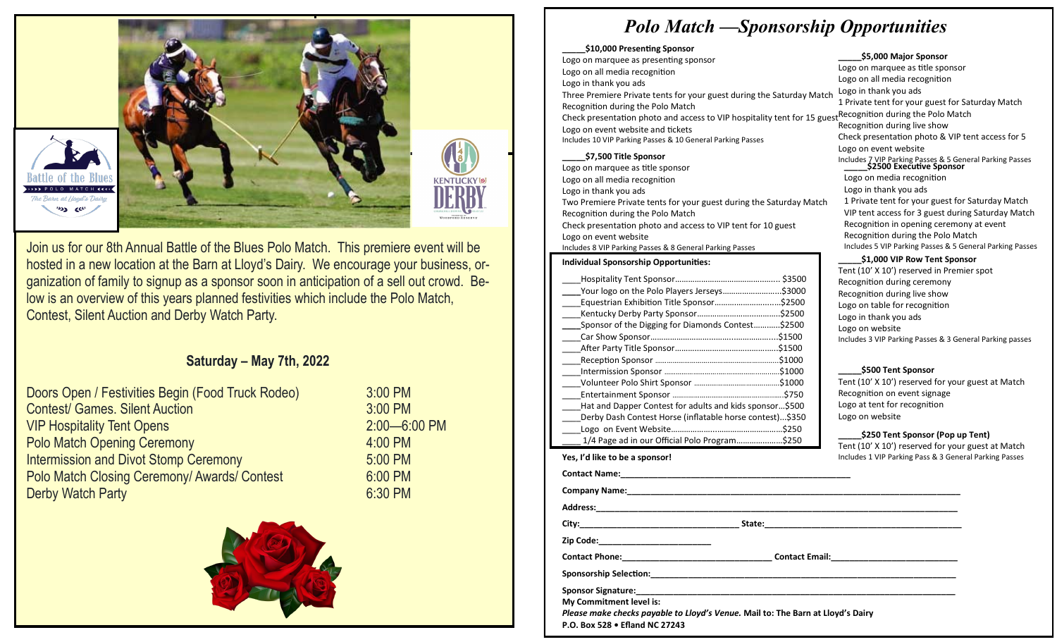Battle of the Blues
POLO MATCH
The Barn at Lloyd's Dairy

KENTUCKY DERBY

Join us for our 8th Annual Battle of the Blues Polo Match. This premiere event will be hosted in a new location at the Barn at Lloyd's Dairy. We encourage your business, organization of family to signup as a sponsor soon in anticipation of a sell out crowd. Below is an overview of this years planned festivities which include the Polo Match, Contest, Silent Auction and Derby Watch Party.

## Saturday – May 7th, 2022

| | |
|---|---|
| Doors Open / Festivities Begin (Food Truck Rodeo) | 3:00 PM |
| Contest/ Games. Silent Auction | 3:00 PM |
| VIP Hospitality Tent Opens | 2:00—6:00 PM |
| Polo Match Opening Ceremony | 4:00 PM |
| Intermission and Divot Stomp Ceremony | 5:00 PM |
| Polo Match Closing Ceremony/ Awards/ Contest | 6:00 PM |
| Derby Watch Party | 6:30 PM |

# *Polo Match —Sponsorship Opportunities*

**_____$10,000 Presenting Sponsor**
Logo on marquee as presenting sponsor
Logo on all media recognition
Logo in thank you ads
Three Premiere Private tents for your guest during the Saturday Match
Recognition during the Polo Match
Check presentation photo and access to VIP hospitality tent for 15 guest
Logo on event website and tickets
Includes 10 VIP Parking Passes & 10 General Parking Passes

**_____$7,500 Title Sponsor**
Logo on marquee as title sponsor
Logo on all media recognition
Logo in thank you ads
Two Premiere Private tents for your guest during the Saturday Match
Recognition during the Polo Match
Check presentation photo and access to VIP tent for 10 guest
Logo on event website
Includes 8 VIP Parking Passes & 8 General Parking Passes

**Individual Sponsorship Opportunities:**

____Hospitality Tent Sponsor.......................................... $3500
____Your logo on the Polo Players Jerseys..........................$3000
____Equestrian Exhibition Title Sponsor..............................$2500
____Kentucky Derby Party Sponsor......................................$2500
____Sponsor of the Digging for Diamonds Contest............$2500
____Car Show Sponsor.........................................................$1500
____After Party Title Sponsor...............................................$1500
____Reception Sponsor ........................................................$1000
____Intermission Sponsor ....................................................$1000
____Volunteer Polo Shirt Sponsor ........................................$1000
____Entertainment Sponsor ......................................................$750
____Hat and Dapper Contest for adults and kids sponsor...$500
____Derby Dash Contest Horse (inflatable horse contest)...$350
____Logo on Event Website..................................................$250
____ 1/4 Page ad in our Official Polo Program.....................$250

**_____$5,000 Major Sponsor**
Logo on marquee as title sponsor
Logo on all media recognition
Logo in thank you ads
1 Private tent for your guest for Saturday Match
Recognition during the Polo Match
Recognition during live show
Check presentation photo & VIP tent access for 5
Logo on event website
Includes 7 VIP Parking Passes & 5 General Parking Passes

**_____$2500 Executive Sponsor**
Logo on media recognition
Logo in thank you ads
1 Private tent for your guest for Saturday Match
VIP tent access for 3 guest during Saturday Match
Recognition in opening ceremony at event
Recognition during the Polo Match
Includes 5 VIP Parking Passes & 5 General Parking Passes

**_____$1,000 VIP Row Tent Sponsor**
Tent (10' X 10') reserved in Premier spot
Recognition during ceremony
Recognition during live show
Logo on table for recognition
Logo in thank you ads
Logo on website
Includes 3 VIP Parking Passes & 3 General Parking passes

**_____$500 Tent Sponsor**
Tent (10' X 10') reserved for your guest at Match
Recognition on event signage
Logo at tent for recognition
Logo on website

**_____$250 Tent Sponsor (Pop up Tent)**
Tent (10' X 10') reserved for your guest at Match
Includes 1 VIP Parking Pass & 3 General Parking Passes

**Yes, I'd like to be a sponsor!**

**Contact Name:**_______________________________________________

**Company Name:**_______________________________________________

**Address:**_______________________________________________

**City:**_______________________________ **State:**_______________________________

**Zip Code:**_______________________

**Contact Phone:**_______________________________ **Contact Email:**_______________________

**Sponsorship Selection:**_______________________________________________

**Sponsor Signature:**_______________________________________________

**My Commitment level is:**

***Please make checks payable to Lloyd's Venue.* Mail to: The Barn at Lloyd's Dairy**

**P.O. Box 528 • Efland NC 27243**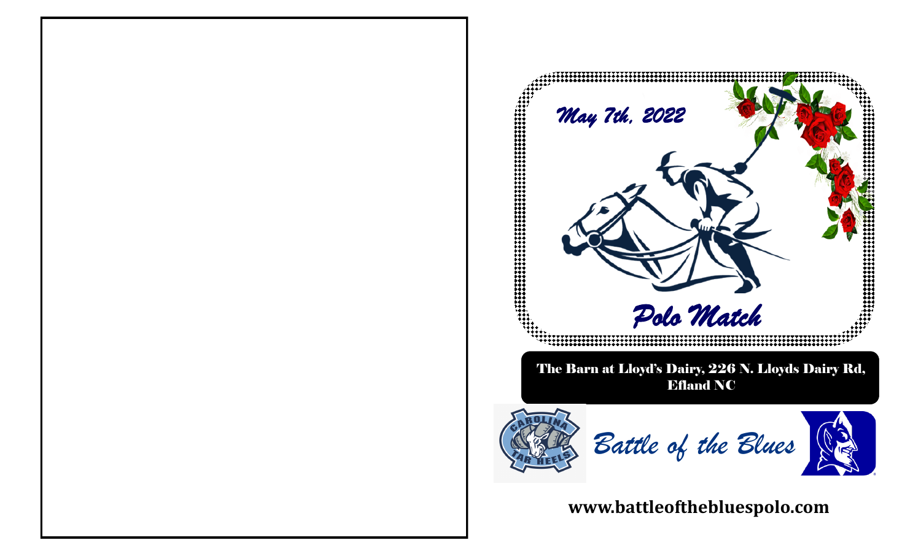*May 7th, 2022*

# *Polo Match*

**The Barn at Lloyd's Dairy, 226 N. Lloyds Dairy Rd, Efland NC**

## *Battle of the Blues*

**www.battleofthebluespolo.com**